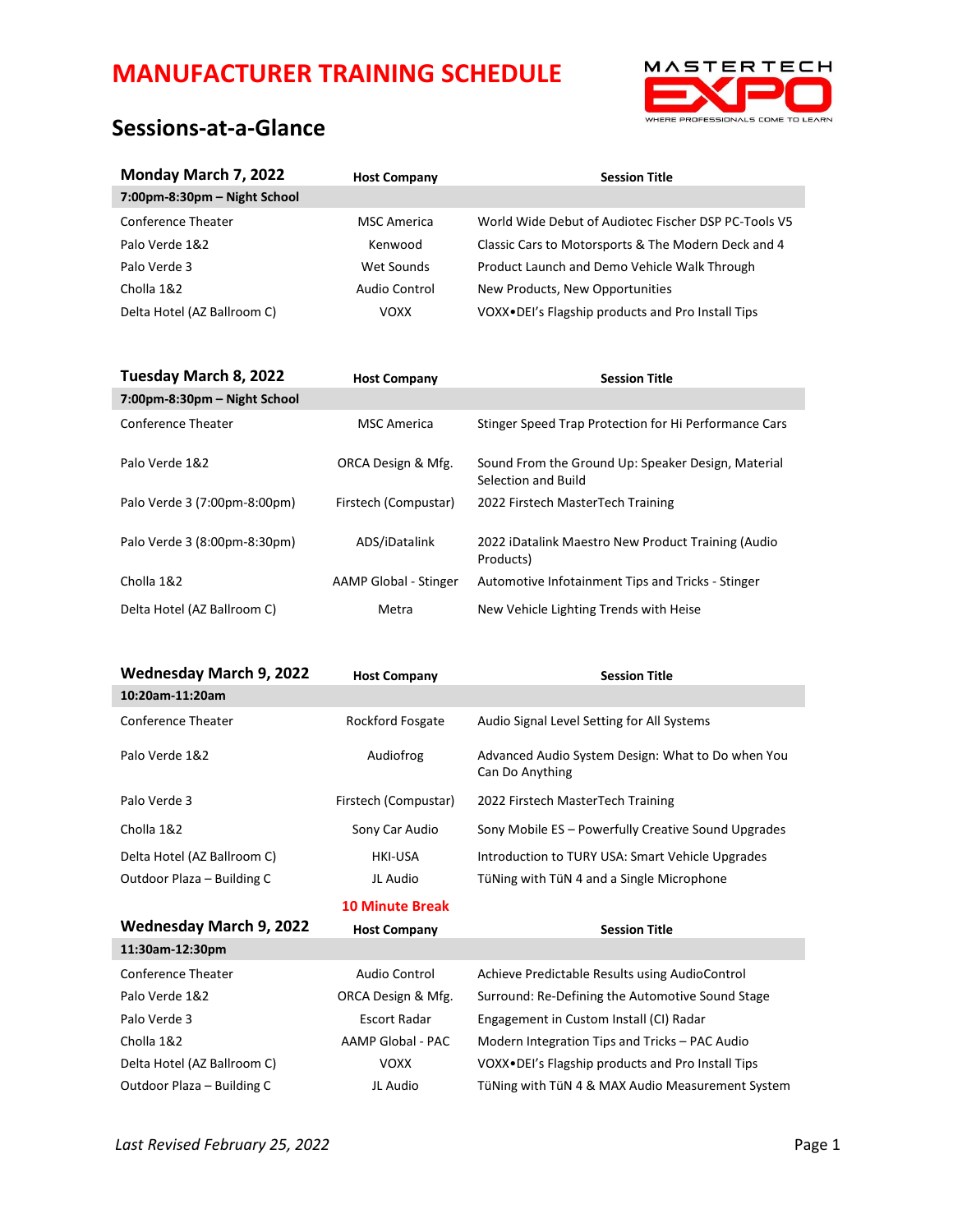# MANUFACTURER TRAINING SCHEDULE

MASTERTECH EXPO — WHERE PROFESSIONALS COME TO LEARN

## Sessions-at-a-Glance

| Monday March 7, 2022 | Host Company | Session Title |
|---|---|---|
| **7:00pm-8:30pm – Night School** | | |
| Conference Theater | MSC America | World Wide Debut of Audiotec Fischer DSP PC-Tools V5 |
| Palo Verde 1&2 | Kenwood | Classic Cars to Motorsports & The Modern Deck and 4 |
| Palo Verde 3 | Wet Sounds | Product Launch and Demo Vehicle Walk Through |
| Cholla 1&2 | Audio Control | New Products, New Opportunities |
| Delta Hotel (AZ Ballroom C) | VOXX | VOXX•DEI's Flagship products and Pro Install Tips |

| Tuesday March 8, 2022 | Host Company | Session Title |
|---|---|---|
| **7:00pm-8:30pm – Night School** | | |
| Conference Theater | MSC America | Stinger Speed Trap Protection for Hi Performance Cars |
| Palo Verde 1&2 | ORCA Design & Mfg. | Sound From the Ground Up: Speaker Design, Material Selection and Build |
| Palo Verde 3 (7:00pm-8:00pm) | Firstech (Compustar) | 2022 Firstech MasterTech Training |
| Palo Verde 3 (8:00pm-8:30pm) | ADS/iDatalink | 2022 iDatalink Maestro New Product Training (Audio Products) |
| Cholla 1&2 | AAMP Global - Stinger | Automotive Infotainment Tips and Tricks - Stinger |
| Delta Hotel (AZ Ballroom C) | Metra | New Vehicle Lighting Trends with Heise |

| Wednesday March 9, 2022 | Host Company | Session Title |
|---|---|---|
| **10:20am-11:20am** | | |
| Conference Theater | Rockford Fosgate | Audio Signal Level Setting for All Systems |
| Palo Verde 1&2 | Audiofrog | Advanced Audio System Design: What to Do when You Can Do Anything |
| Palo Verde 3 | Firstech (Compustar) | 2022 Firstech MasterTech Training |
| Cholla 1&2 | Sony Car Audio | Sony Mobile ES – Powerfully Creative Sound Upgrades |
| Delta Hotel (AZ Ballroom C) | HKI-USA | Introduction to TURY USA: Smart Vehicle Upgrades |
| Outdoor Plaza – Building C | JL Audio | TüNing with TüN 4 and a Single Microphone |

**10 Minute Break**

| Wednesday March 9, 2022 | Host Company | Session Title |
|---|---|---|
| **11:30am-12:30pm** | | |
| Conference Theater | Audio Control | Achieve Predictable Results using AudioControl |
| Palo Verde 1&2 | ORCA Design & Mfg. | Surround: Re-Defining the Automotive Sound Stage |
| Palo Verde 3 | Escort Radar | Engagement in Custom Install (CI) Radar |
| Cholla 1&2 | AAMP Global - PAC | Modern Integration Tips and Tricks – PAC Audio |
| Delta Hotel (AZ Ballroom C) | VOXX | VOXX•DEI's Flagship products and Pro Install Tips |
| Outdoor Plaza – Building C | JL Audio | TüNing with TüN 4 & MAX Audio Measurement System |

*Last Revised February 25, 2022*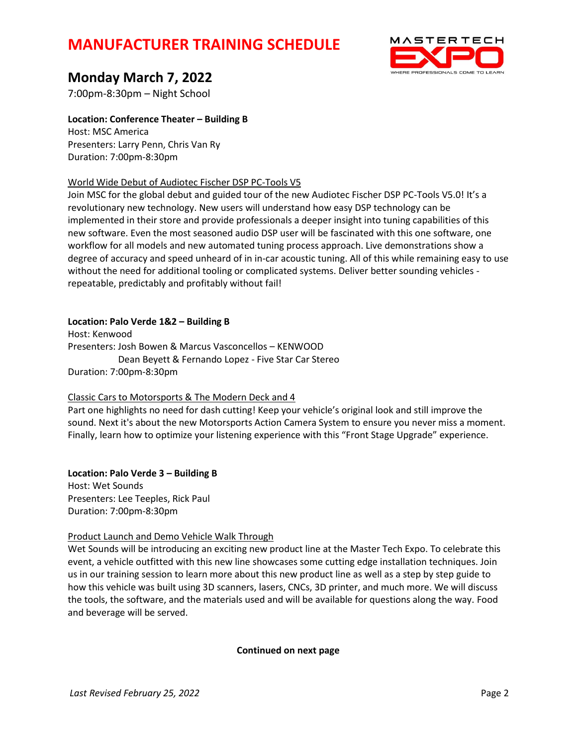# MANUFACTURER TRAINING SCHEDULE

## Monday March 7, 2022

7:00pm-8:30pm – Night School

**Location: Conference Theater – Building B**
Host: MSC America
Presenters: Larry Penn, Chris Van Ry
Duration: 7:00pm-8:30pm

World Wide Debut of Audiotec Fischer DSP PC-Tools V5

Join MSC for the global debut and guided tour of the new Audiotec Fischer DSP PC-Tools V5.0! It's a revolutionary new technology. New users will understand how easy DSP technology can be implemented in their store and provide professionals a deeper insight into tuning capabilities of this new software. Even the most seasoned audio DSP user will be fascinated with this one software, one workflow for all models and new automated tuning process approach. Live demonstrations show a degree of accuracy and speed unheard of in in-car acoustic tuning. All of this while remaining easy to use without the need for additional tooling or complicated systems. Deliver better sounding vehicles - repeatable, predictably and profitably without fail!

**Location: Palo Verde 1&2 – Building B**
Host: Kenwood
Presenters: Josh Bowen & Marcus Vasconcellos – KENWOOD
Dean Beyett & Fernando Lopez - Five Star Car Stereo
Duration: 7:00pm-8:30pm

Classic Cars to Motorsports & The Modern Deck and 4

Part one highlights no need for dash cutting! Keep your vehicle's original look and still improve the sound. Next it's about the new Motorsports Action Camera System to ensure you never miss a moment. Finally, learn how to optimize your listening experience with this "Front Stage Upgrade" experience.

**Location: Palo Verde 3 – Building B**
Host: Wet Sounds
Presenters: Lee Teeples, Rick Paul
Duration: 7:00pm-8:30pm

Product Launch and Demo Vehicle Walk Through

Wet Sounds will be introducing an exciting new product line at the Master Tech Expo. To celebrate this event, a vehicle outfitted with this new line showcases some cutting edge installation techniques. Join us in our training session to learn more about this new product line as well as a step by step guide to how this vehicle was built using 3D scanners, lasers, CNCs, 3D printer, and much more. We will discuss the tools, the software, and the materials used and will be available for questions along the way. Food and beverage will be served.

**Continued on next page**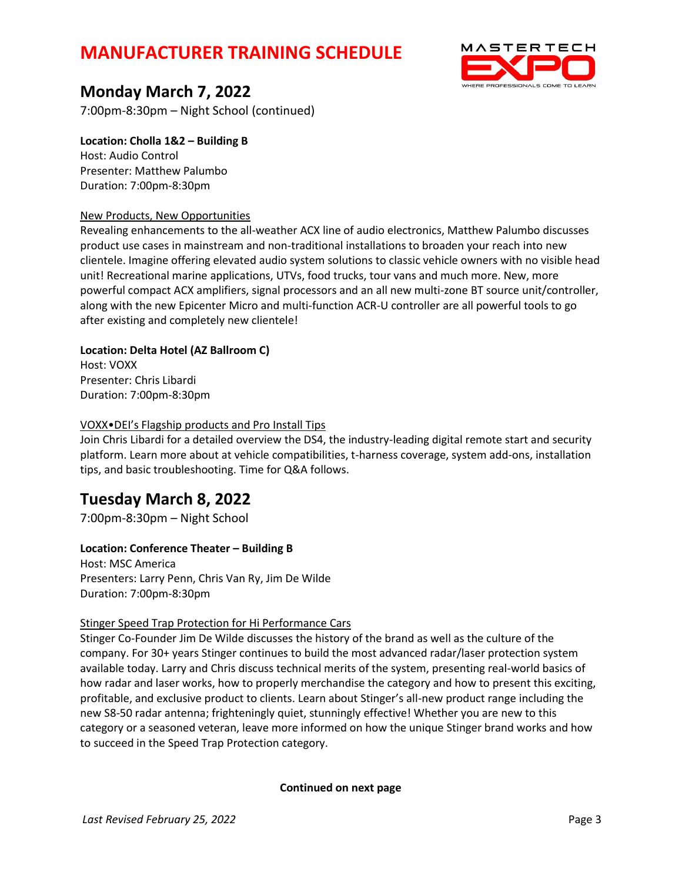# MANUFACTURER TRAINING SCHEDULE

## Monday March 7, 2022

7:00pm-8:30pm – Night School (continued)

**Location: Cholla 1&2 – Building B**
Host: Audio Control
Presenter: Matthew Palumbo
Duration: 7:00pm-8:30pm

New Products, New Opportunities
Revealing enhancements to the all-weather ACX line of audio electronics, Matthew Palumbo discusses product use cases in mainstream and non-traditional installations to broaden your reach into new clientele. Imagine offering elevated audio system solutions to classic vehicle owners with no visible head unit! Recreational marine applications, UTVs, food trucks, tour vans and much more. New, more powerful compact ACX amplifiers, signal processors and an all new multi-zone BT source unit/controller, along with the new Epicenter Micro and multi-function ACR-U controller are all powerful tools to go after existing and completely new clientele!

**Location: Delta Hotel (AZ Ballroom C)**
Host: VOXX
Presenter: Chris Libardi
Duration: 7:00pm-8:30pm

VOXX•DEI's Flagship products and Pro Install Tips
Join Chris Libardi for a detailed overview the DS4, the industry-leading digital remote start and security platform. Learn more about at vehicle compatibilities, t-harness coverage, system add-ons, installation tips, and basic troubleshooting. Time for Q&A follows.

## Tuesday March 8, 2022

7:00pm-8:30pm – Night School

**Location: Conference Theater – Building B**
Host: MSC America
Presenters: Larry Penn, Chris Van Ry, Jim De Wilde
Duration: 7:00pm-8:30pm

Stinger Speed Trap Protection for Hi Performance Cars
Stinger Co-Founder Jim De Wilde discusses the history of the brand as well as the culture of the company. For 30+ years Stinger continues to build the most advanced radar/laser protection system available today. Larry and Chris discuss technical merits of the system, presenting real-world basics of how radar and laser works, how to properly merchandise the category and how to present this exciting, profitable, and exclusive product to clients. Learn about Stinger's all-new product range including the new S8-50 radar antenna; frighteningly quiet, stunningly effective! Whether you are new to this category or a seasoned veteran, leave more informed on how the unique Stinger brand works and how to succeed in the Speed Trap Protection category.

**Continued on next page**

*Last Revised February 25, 2022*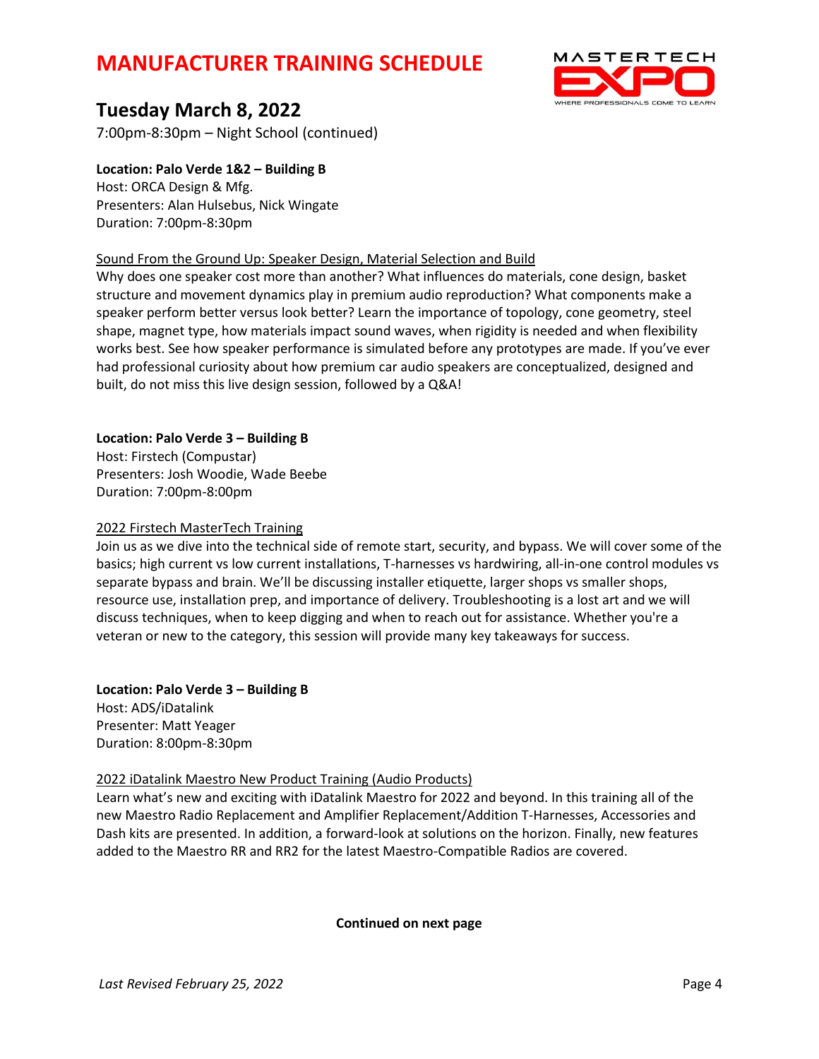# MANUFACTURER TRAINING SCHEDULE

## Tuesday March 8, 2022

7:00pm-8:30pm – Night School (continued)

**Location: Palo Verde 1&2 – Building B**
Host: ORCA Design & Mfg.
Presenters: Alan Hulsebus, Nick Wingate
Duration: 7:00pm-8:30pm

<u>Sound From the Ground Up: Speaker Design, Material Selection and Build</u>
Why does one speaker cost more than another? What influences do materials, cone design, basket structure and movement dynamics play in premium audio reproduction? What components make a speaker perform better versus look better? Learn the importance of topology, cone geometry, steel shape, magnet type, how materials impact sound waves, when rigidity is needed and when flexibility works best. See how speaker performance is simulated before any prototypes are made. If you've ever had professional curiosity about how premium car audio speakers are conceptualized, designed and built, do not miss this live design session, followed by a Q&A!

**Location: Palo Verde 3 – Building B**
Host: Firstech (Compustar)
Presenters: Josh Woodie, Wade Beebe
Duration: 7:00pm-8:00pm

<u>2022 Firstech MasterTech Training</u>
Join us as we dive into the technical side of remote start, security, and bypass. We will cover some of the basics; high current vs low current installations, T-harnesses vs hardwiring, all-in-one control modules vs separate bypass and brain. We'll be discussing installer etiquette, larger shops vs smaller shops, resource use, installation prep, and importance of delivery. Troubleshooting is a lost art and we will discuss techniques, when to keep digging and when to reach out for assistance. Whether you're a veteran or new to the category, this session will provide many key takeaways for success.

**Location: Palo Verde 3 – Building B**
Host: ADS/iDatalink
Presenter: Matt Yeager
Duration: 8:00pm-8:30pm

<u>2022 iDatalink Maestro New Product Training (Audio Products)</u>
Learn what's new and exciting with iDatalink Maestro for 2022 and beyond. In this training all of the new Maestro Radio Replacement and Amplifier Replacement/Addition T-Harnesses, Accessories and Dash kits are presented. In addition, a forward-look at solutions on the horizon. Finally, new features added to the Maestro RR and RR2 for the latest Maestro-Compatible Radios are covered.

**Continued on next page**

*Last Revised February 25, 2022*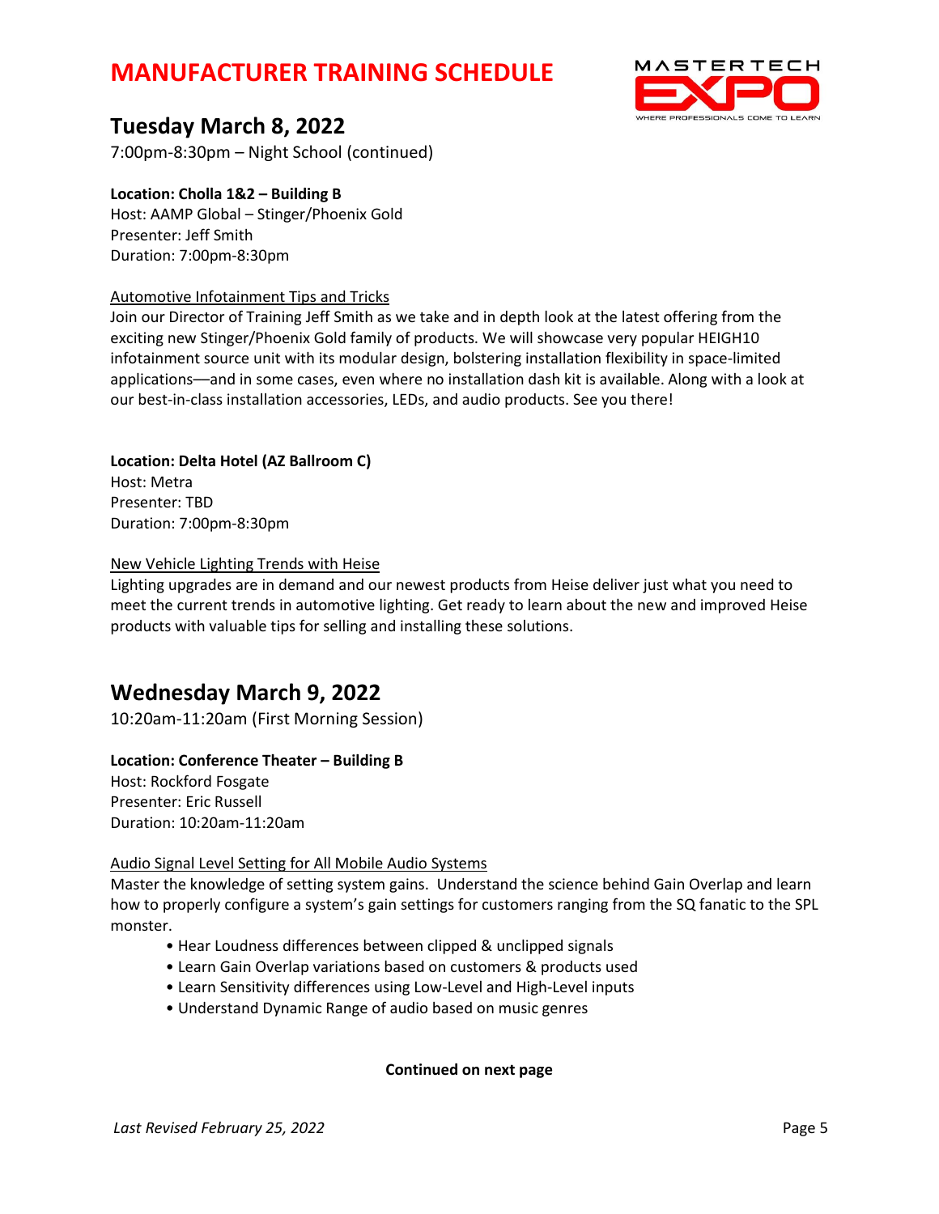# MANUFACTURER TRAINING SCHEDULE

## Tuesday March 8, 2022

7:00pm-8:30pm – Night School (continued)

**Location: Cholla 1&2 – Building B**
Host: AAMP Global – Stinger/Phoenix Gold
Presenter: Jeff Smith
Duration: 7:00pm-8:30pm

Automotive Infotainment Tips and Tricks

Join our Director of Training Jeff Smith as we take and in depth look at the latest offering from the exciting new Stinger/Phoenix Gold family of products. We will showcase very popular HEIGH10 infotainment source unit with its modular design, bolstering installation flexibility in space-limited applications—and in some cases, even where no installation dash kit is available. Along with a look at our best-in-class installation accessories, LEDs, and audio products. See you there!

**Location: Delta Hotel (AZ Ballroom C)**
Host: Metra
Presenter: TBD
Duration: 7:00pm-8:30pm

New Vehicle Lighting Trends with Heise

Lighting upgrades are in demand and our newest products from Heise deliver just what you need to meet the current trends in automotive lighting. Get ready to learn about the new and improved Heise products with valuable tips for selling and installing these solutions.

## Wednesday March 9, 2022

10:20am-11:20am (First Morning Session)

**Location: Conference Theater – Building B**
Host: Rockford Fosgate
Presenter: Eric Russell
Duration: 10:20am-11:20am

Audio Signal Level Setting for All Mobile Audio Systems

Master the knowledge of setting system gains. Understand the science behind Gain Overlap and learn how to properly configure a system's gain settings for customers ranging from the SQ fanatic to the SPL monster.

- Hear Loudness differences between clipped & unclipped signals
- Learn Gain Overlap variations based on customers & products used
- Learn Sensitivity differences using Low-Level and High-Level inputs
- Understand Dynamic Range of audio based on music genres

**Continued on next page**

*Last Revised February 25, 2022*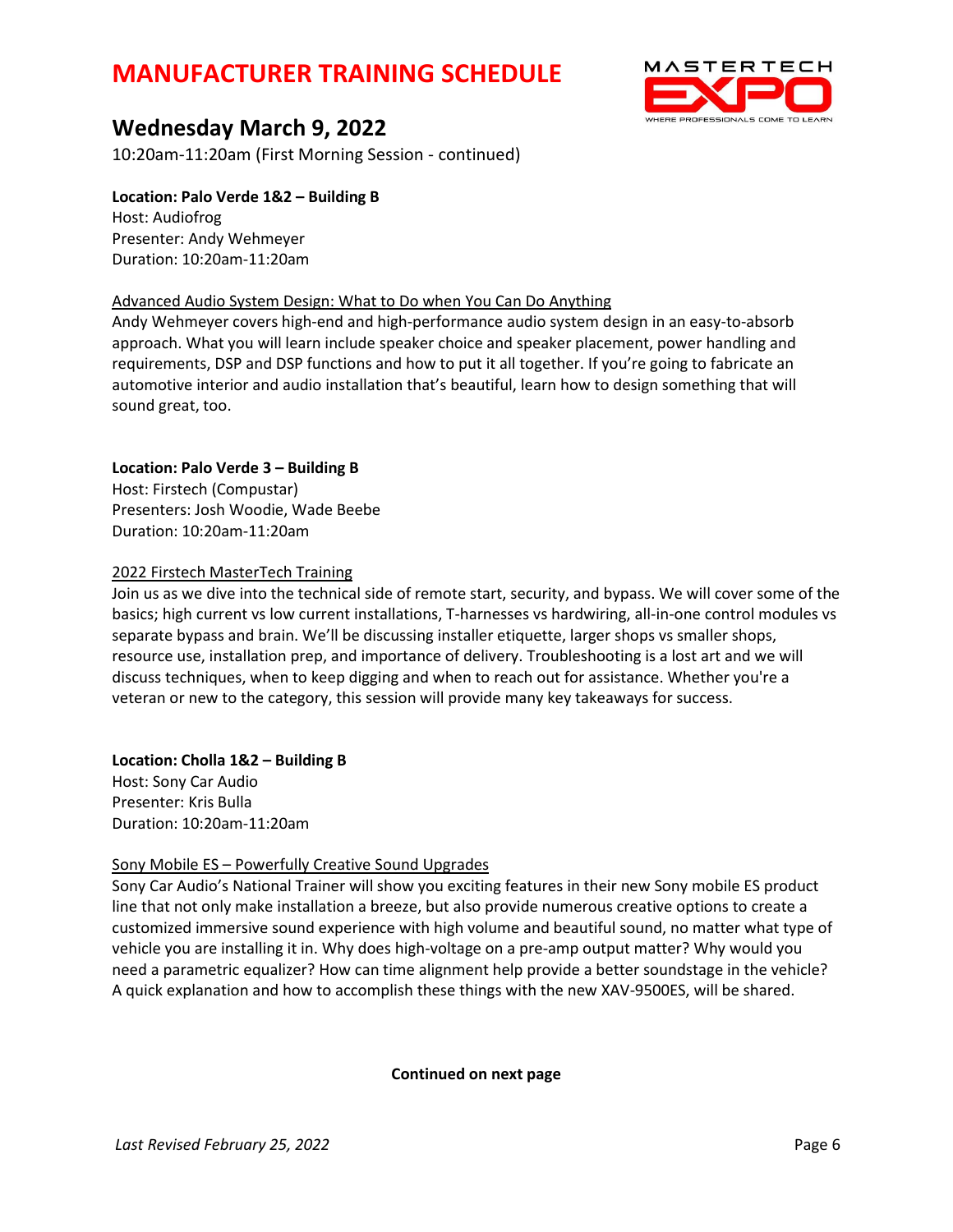# MANUFACTURER TRAINING SCHEDULE

## Wednesday March 9, 2022

10:20am-11:20am (First Morning Session - continued)

**Location: Palo Verde 1&2 – Building B**
Host: Audiofrog
Presenter: Andy Wehmeyer
Duration: 10:20am-11:20am

Advanced Audio System Design: What to Do when You Can Do Anything
Andy Wehmeyer covers high-end and high-performance audio system design in an easy-to-absorb approach. What you will learn include speaker choice and speaker placement, power handling and requirements, DSP and DSP functions and how to put it all together. If you're going to fabricate an automotive interior and audio installation that's beautiful, learn how to design something that will sound great, too.

**Location: Palo Verde 3 – Building B**
Host: Firstech (Compustar)
Presenters: Josh Woodie, Wade Beebe
Duration: 10:20am-11:20am

2022 Firstech MasterTech Training
Join us as we dive into the technical side of remote start, security, and bypass. We will cover some of the basics; high current vs low current installations, T-harnesses vs hardwiring, all-in-one control modules vs separate bypass and brain. We'll be discussing installer etiquette, larger shops vs smaller shops, resource use, installation prep, and importance of delivery. Troubleshooting is a lost art and we will discuss techniques, when to keep digging and when to reach out for assistance. Whether you're a veteran or new to the category, this session will provide many key takeaways for success.

**Location: Cholla 1&2 – Building B**
Host: Sony Car Audio
Presenter: Kris Bulla
Duration: 10:20am-11:20am

Sony Mobile ES – Powerfully Creative Sound Upgrades
Sony Car Audio's National Trainer will show you exciting features in their new Sony mobile ES product line that not only make installation a breeze, but also provide numerous creative options to create a customized immersive sound experience with high volume and beautiful sound, no matter what type of vehicle you are installing it in. Why does high-voltage on a pre-amp output matter? Why would you need a parametric equalizer? How can time alignment help provide a better soundstage in the vehicle? A quick explanation and how to accomplish these things with the new XAV-9500ES, will be shared.

**Continued on next page**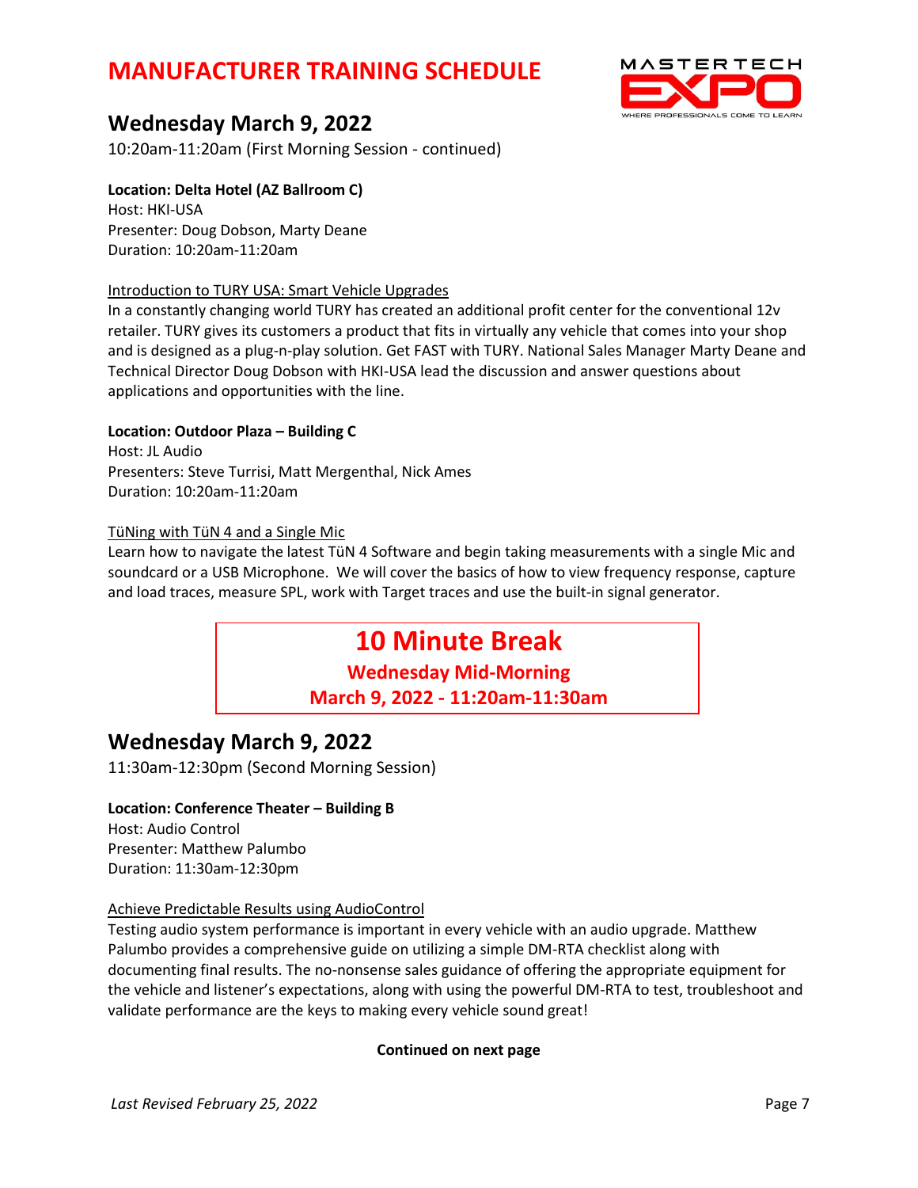# MANUFACTURER TRAINING SCHEDULE

## Wednesday March 9, 2022

10:20am-11:20am (First Morning Session - continued)

**Location: Delta Hotel (AZ Ballroom C)**
Host: HKI-USA
Presenter: Doug Dobson, Marty Deane
Duration: 10:20am-11:20am

Introduction to TURY USA: Smart Vehicle Upgrades

In a constantly changing world TURY has created an additional profit center for the conventional 12v retailer. TURY gives its customers a product that fits in virtually any vehicle that comes into your shop and is designed as a plug-n-play solution. Get FAST with TURY. National Sales Manager Marty Deane and Technical Director Doug Dobson with HKI-USA lead the discussion and answer questions about applications and opportunities with the line.

**Location: Outdoor Plaza – Building C**
Host: JL Audio
Presenters: Steve Turrisi, Matt Mergenthal, Nick Ames
Duration: 10:20am-11:20am

TüNing with TüN 4 and a Single Mic

Learn how to navigate the latest TüN 4 Software and begin taking measurements with a single Mic and soundcard or a USB Microphone. We will cover the basics of how to view frequency response, capture and load traces, measure SPL, work with Target traces and use the built-in signal generator.

**10 Minute Break**
**Wednesday Mid-Morning**
**March 9, 2022 - 11:20am-11:30am**

## Wednesday March 9, 2022

11:30am-12:30pm (Second Morning Session)

**Location: Conference Theater – Building B**
Host: Audio Control
Presenter: Matthew Palumbo
Duration: 11:30am-12:30pm

Achieve Predictable Results using AudioControl

Testing audio system performance is important in every vehicle with an audio upgrade. Matthew Palumbo provides a comprehensive guide on utilizing a simple DM-RTA checklist along with documenting final results. The no-nonsense sales guidance of offering the appropriate equipment for the vehicle and listener's expectations, along with using the powerful DM-RTA to test, troubleshoot and validate performance are the keys to making every vehicle sound great!

**Continued on next page**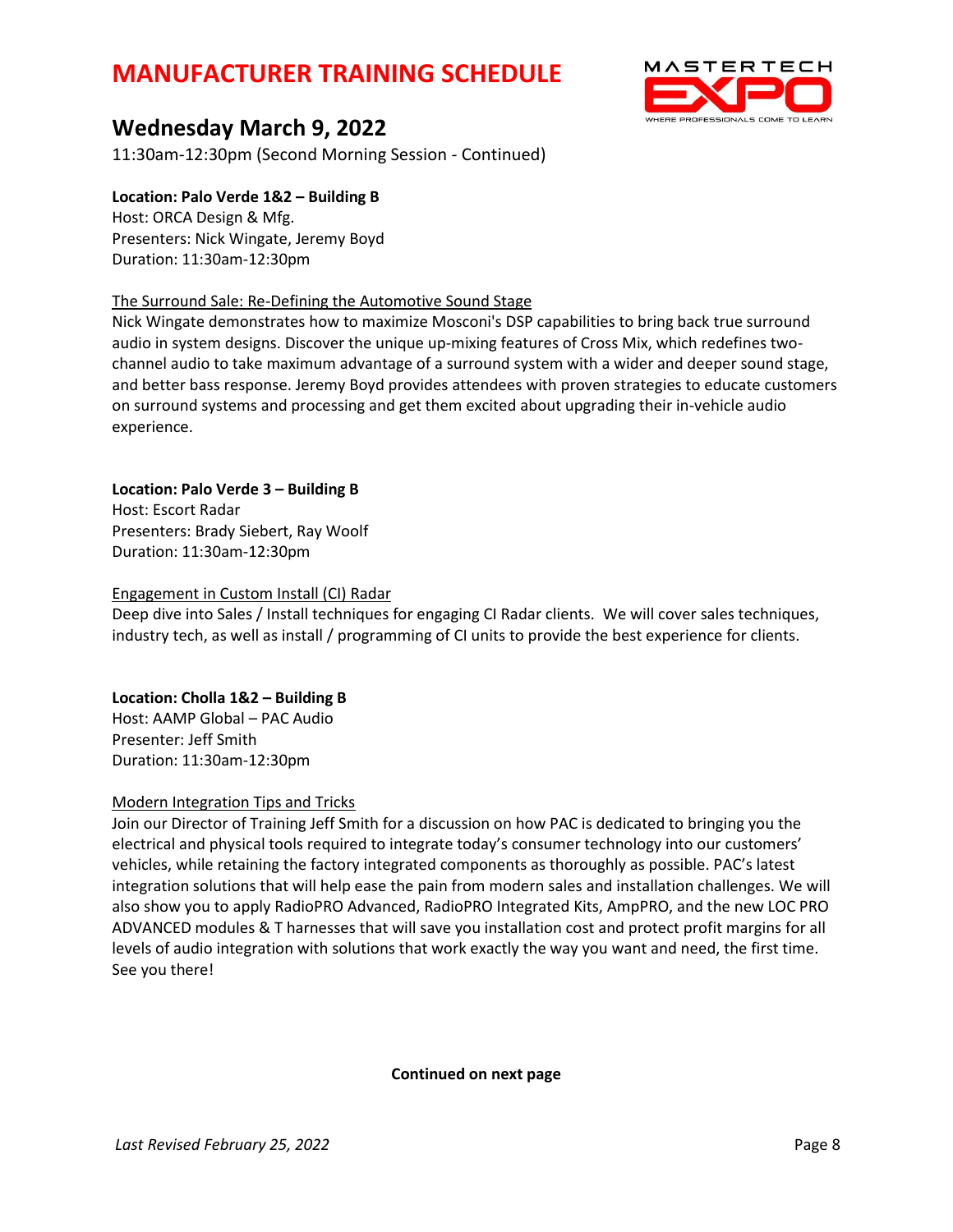# MANUFACTURER TRAINING SCHEDULE

## Wednesday March 9, 2022

11:30am-12:30pm (Second Morning Session - Continued)

**Location: Palo Verde 1&2 – Building B**
Host: ORCA Design & Mfg.
Presenters: Nick Wingate, Jeremy Boyd
Duration: 11:30am-12:30pm

The Surround Sale: Re-Defining the Automotive Sound Stage
Nick Wingate demonstrates how to maximize Mosconi's DSP capabilities to bring back true surround audio in system designs. Discover the unique up-mixing features of Cross Mix, which redefines two-channel audio to take maximum advantage of a surround system with a wider and deeper sound stage, and better bass response. Jeremy Boyd provides attendees with proven strategies to educate customers on surround systems and processing and get them excited about upgrading their in-vehicle audio experience.

**Location: Palo Verde 3 – Building B**
Host: Escort Radar
Presenters: Brady Siebert, Ray Woolf
Duration: 11:30am-12:30pm

Engagement in Custom Install (CI) Radar
Deep dive into Sales / Install techniques for engaging CI Radar clients. We will cover sales techniques, industry tech, as well as install / programming of CI units to provide the best experience for clients.

**Location: Cholla 1&2 – Building B**
Host: AAMP Global – PAC Audio
Presenter: Jeff Smith
Duration: 11:30am-12:30pm

Modern Integration Tips and Tricks
Join our Director of Training Jeff Smith for a discussion on how PAC is dedicated to bringing you the electrical and physical tools required to integrate today's consumer technology into our customers' vehicles, while retaining the factory integrated components as thoroughly as possible. PAC's latest integration solutions that will help ease the pain from modern sales and installation challenges. We will also show you to apply RadioPRO Advanced, RadioPRO Integrated Kits, AmpPRO, and the new LOC PRO ADVANCED modules & T harnesses that will save you installation cost and protect profit margins for all levels of audio integration with solutions that work exactly the way you want and need, the first time. See you there!

**Continued on next page**

*Last Revised February 25, 2022*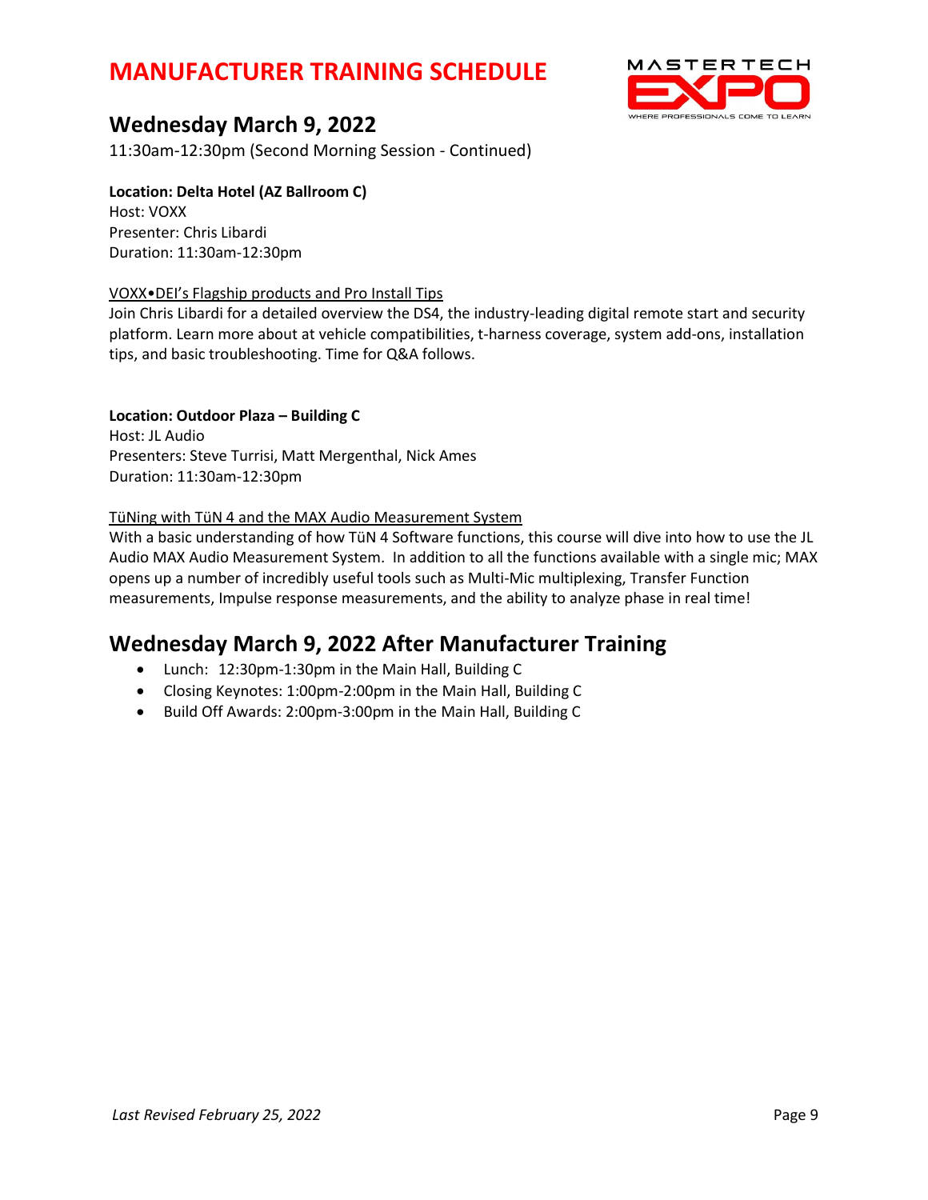# MANUFACTURER TRAINING SCHEDULE

## Wednesday March 9, 2022

11:30am-12:30pm (Second Morning Session - Continued)

**Location: Delta Hotel (AZ Ballroom C)**
Host: VOXX
Presenter: Chris Libardi
Duration: 11:30am-12:30pm

VOXX•DEI's Flagship products and Pro Install Tips
Join Chris Libardi for a detailed overview the DS4, the industry-leading digital remote start and security platform. Learn more about at vehicle compatibilities, t-harness coverage, system add-ons, installation tips, and basic troubleshooting. Time for Q&A follows.

**Location: Outdoor Plaza – Building C**
Host: JL Audio
Presenters: Steve Turrisi, Matt Mergenthal, Nick Ames
Duration: 11:30am-12:30pm

TüNing with TüN 4 and the MAX Audio Measurement System
With a basic understanding of how TüN 4 Software functions, this course will dive into how to use the JL Audio MAX Audio Measurement System. In addition to all the functions available with a single mic; MAX opens up a number of incredibly useful tools such as Multi-Mic multiplexing, Transfer Function measurements, Impulse response measurements, and the ability to analyze phase in real time!

## Wednesday March 9, 2022 After Manufacturer Training

- Lunch: 12:30pm-1:30pm in the Main Hall, Building C
- Closing Keynotes: 1:00pm-2:00pm in the Main Hall, Building C
- Build Off Awards: 2:00pm-3:00pm in the Main Hall, Building C

*Last Revised February 25, 2022*